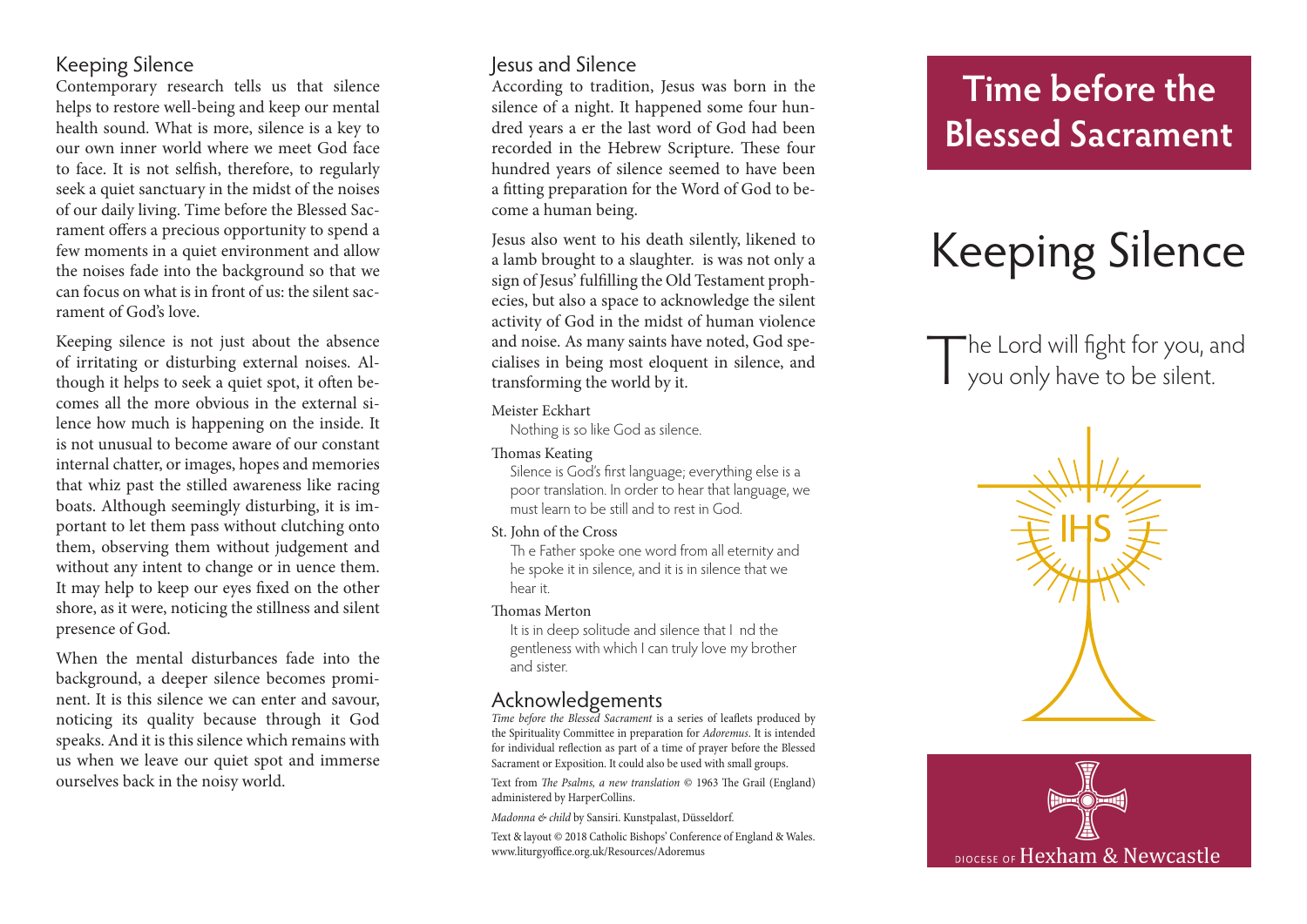## Keeping Silence

Contemporary research tells us that silence helps to restore well-being and keep our mental health sound. What is more, silence is a key to our own inner world where we meet God face to face. It is not selfish, therefore, to regularly seek a quiet sanctuary in the midst of the noises of our daily living. Time before the Blessed Sacrament offers a precious opportunity to spend a few moments in a quiet environment and allow the noises fade into the background so that we can focus on what is in front of us: the silent sacrament of God's love.

Keeping silence is not just about the absence of irritating or disturbing external noises. Although it helps to seek a quiet spot, it often becomes all the more obvious in the external silence how much is happening on the inside. It is not unusual to become aware of our constant internal chatter, or images, hopes and memories that whiz past the stilled awareness like racing boats. Although seemingly disturbing, it is important to let them pass without clutching onto them, observing them without judgement and without any intent to change or in uence them. It may help to keep our eyes fixed on the other shore, as it were, noticing the stillness and silent presence of God.

When the mental disturbances fade into the background, a deeper silence becomes prominent. It is this silence we can enter and savour, noticing its quality because through it God speaks. And it is this silence which remains with us when we leave our quiet spot and immerse ourselves back in the noisy world.

## Jesus and Silence

According to tradition, Jesus was born in the silence of a night. It happened some four hundred years a er the last word of God had been recorded in the Hebrew Scripture. These four hundred years of silence seemed to have been a fitting preparation for the Word of God to become a human being.

Jesus also went to his death silently, likened to a lamb brought to a slaughter. is was not only a sign of Jesus' fulfilling the Old Testament prophecies, but also a space to acknowledge the silent activity of God in the midst of human violence and noise. As many saints have noted, God specialises in being most eloquent in silence, and transforming the world by it.

Meister Eckhart

Nothing is so like God as silence.

Thomas Keating

Silence is God's first language; everything else is a poor translation. In order to hear that language, we must learn to be still and to rest in God.

St. John of the Cross

Th e Father spoke one word from all eternity and he spoke it in silence, and it is in silence that we hear it.

Thomas Merton

It is in deep solitude and silence that I nd the gentleness with which I can truly love my brother and sister.

## Acknowledgements

*Time before the Blessed Sacrament* is a series of leaflets produced by the Spirituality Committee in preparation for *Adoremus*. It is intended for individual reflection as part of a time of prayer before the Blessed Sacrament or Exposition. It could also be used with small groups.

Text from *The Psalms, a new translation* © 1963 The Grail (England) administered by HarperCollins.

*Madonna & child* by Sansiri. Kunstpalast, Düsseldorf.

Text & layout © 2018 Catholic Bishops' Conference of England & Wales. www.liturgyoffice.org.uk/Resources/Adoremus

# Time before the Blessed Sacrament

# Keeping Silence

The Lord will fight for you, and you only have to be silent.

IHS

DIOCESE OF Hexham & Newcastle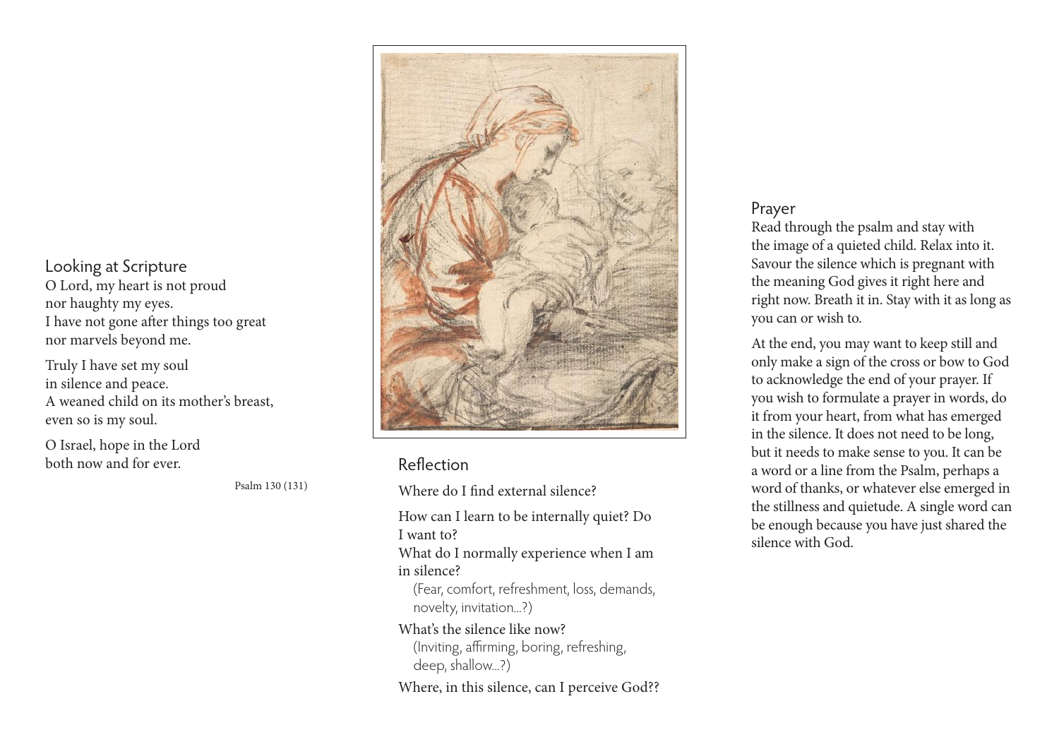## Looking at Scripture

O Lord, my heart is not proud
nor haughty my eyes.
I have not gone after things too great
nor marvels beyond me.

Truly I have set my soul
in silence and peace.
A weaned child on its mother's breast,
even so is my soul.

O Israel, hope in the Lord
both now and for ever.

Psalm 130 (131)

## Reflection

Where do I find external silence?

How can I learn to be internally quiet? Do I want to?

What do I normally experience when I am in silence?
(Fear, comfort, refreshment, loss, demands, novelty, invitation...?)

What's the silence like now?
(Inviting, affirming, boring, refreshing, deep, shallow...?)

Where, in this silence, can I perceive God??

## Prayer

Read through the psalm and stay with the image of a quieted child. Relax into it. Savour the silence which is pregnant with the meaning God gives it right here and right now. Breath it in. Stay with it as long as you can or wish to.

At the end, you may want to keep still and only make a sign of the cross or bow to God to acknowledge the end of your prayer. If you wish to formulate a prayer in words, do it from your heart, from what has emerged in the silence. It does not need to be long, but it needs to make sense to you. It can be a word or a line from the Psalm, perhaps a word of thanks, or whatever else emerged in the stillness and quietude. A single word can be enough because you have just shared the silence with God.